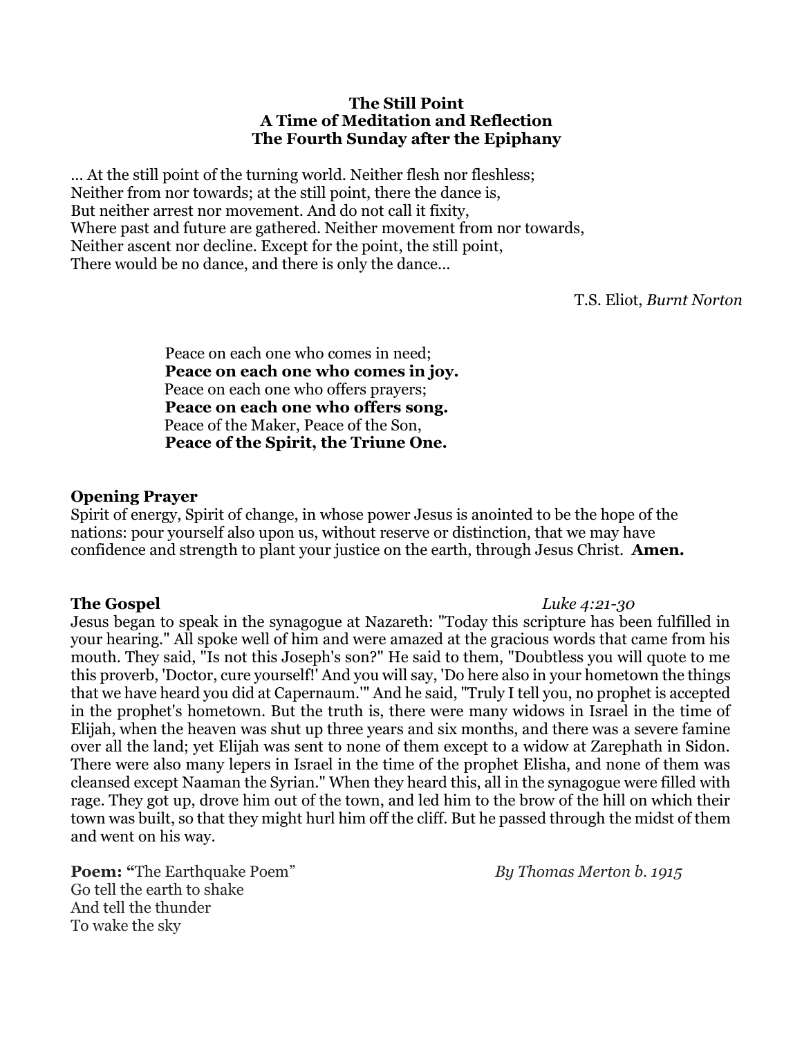**The Still Point**
**A Time of Meditation and Reflection**
**The Fourth Sunday after the Epiphany**

… At the still point of the turning world. Neither flesh nor fleshless;
Neither from nor towards; at the still point, there the dance is,
But neither arrest nor movement. And do not call it fixity,
Where past and future are gathered. Neither movement from nor towards,
Neither ascent nor decline. Except for the point, the still point,
There would be no dance, and there is only the dance…

T.S. Eliot, *Burnt Norton*

Peace on each one who comes in need;
**Peace on each one who comes in joy.**
Peace on each one who offers prayers;
**Peace on each one who offers song.**
Peace of the Maker, Peace of the Son,
**Peace of the Spirit, the Triune One.**

**Opening Prayer**

Spirit of energy, Spirit of change, in whose power Jesus is anointed to be the hope of the nations: pour yourself also upon us, without reserve or distinction, that we may have confidence and strength to plant your justice on the earth, through Jesus Christ. **Amen.**

**The Gospel** *Luke 4:21-30*

Jesus began to speak in the synagogue at Nazareth: "Today this scripture has been fulfilled in your hearing." All spoke well of him and were amazed at the gracious words that came from his mouth. They said, "Is not this Joseph's son?" He said to them, "Doubtless you will quote to me this proverb, 'Doctor, cure yourself!' And you will say, 'Do here also in your hometown the things that we have heard you did at Capernaum.'" And he said, "Truly I tell you, no prophet is accepted in the prophet's hometown. But the truth is, there were many widows in Israel in the time of Elijah, when the heaven was shut up three years and six months, and there was a severe famine over all the land; yet Elijah was sent to none of them except to a widow at Zarephath in Sidon. There were also many lepers in Israel in the time of the prophet Elisha, and none of them was cleansed except Naaman the Syrian." When they heard this, all in the synagogue were filled with rage. They got up, drove him out of the town, and led him to the brow of the hill on which their town was built, so that they might hurl him off the cliff. But he passed through the midst of them and went on his way.

**Poem: "**The Earthquake Poem" *By Thomas Merton b. 1915*

Go tell the earth to shake
And tell the thunder
To wake the sky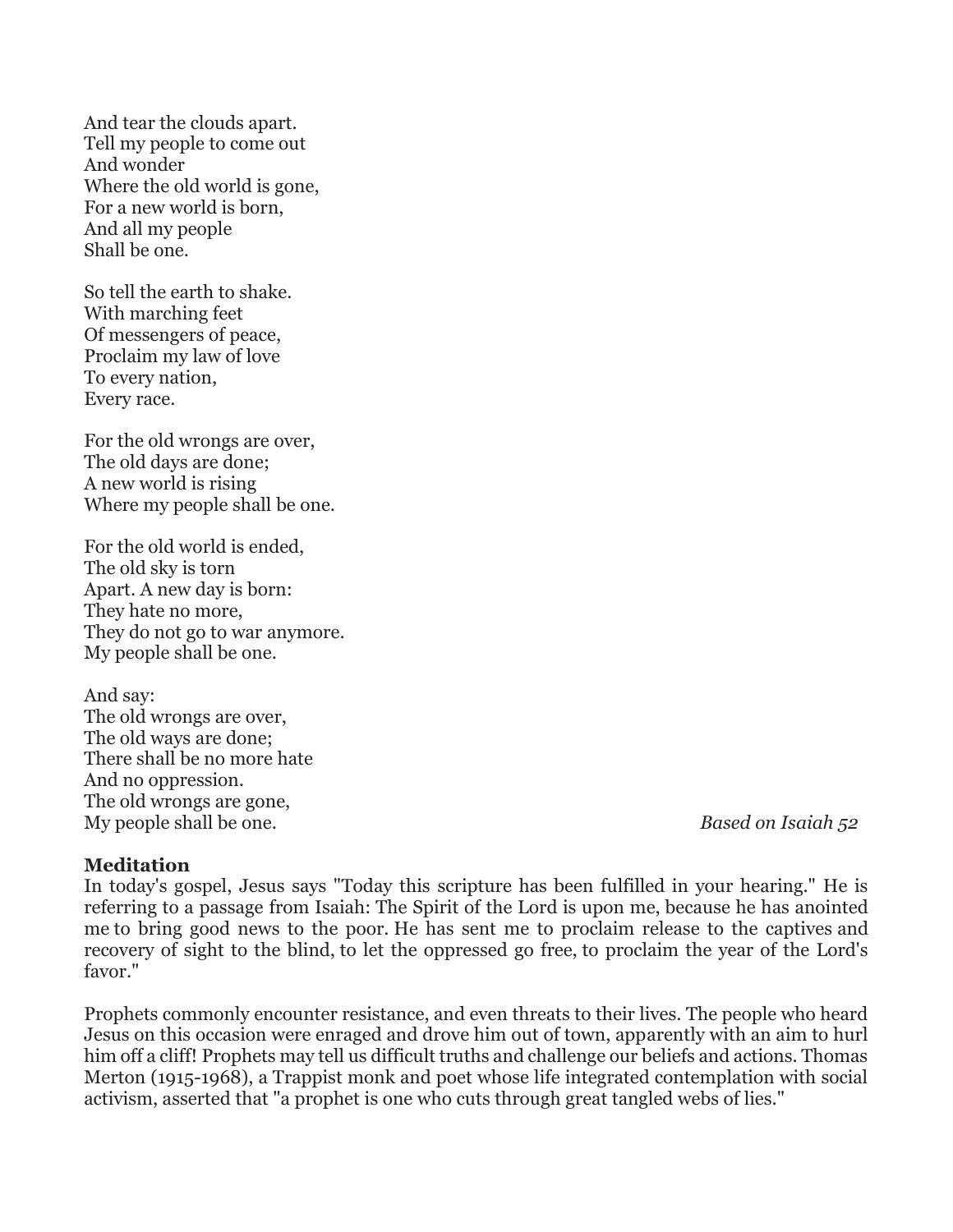And tear the clouds apart.
Tell my people to come out
And wonder
Where the old world is gone,
For a new world is born,
And all my people
Shall be one.

So tell the earth to shake.
With marching feet
Of messengers of peace,
Proclaim my law of love
To every nation,
Every race.

For the old wrongs are over,
The old days are done;
A new world is rising
Where my people shall be one.

For the old world is ended,
The old sky is torn
Apart. A new day is born:
They hate no more,
They do not go to war anymore.
My people shall be one.

And say:
The old wrongs are over,
The old ways are done;
There shall be no more hate
And no oppression.
The old wrongs are gone,
My people shall be one.

*Based on Isaiah 52*

**Meditation**

In today's gospel, Jesus says "Today this scripture has been fulfilled in your hearing." He is referring to a passage from Isaiah: The Spirit of the Lord is upon me, because he has anointed me to bring good news to the poor. He has sent me to proclaim release to the captives and recovery of sight to the blind, to let the oppressed go free, to proclaim the year of the Lord's favor."

Prophets commonly encounter resistance, and even threats to their lives. The people who heard Jesus on this occasion were enraged and drove him out of town, apparently with an aim to hurl him off a cliff! Prophets may tell us difficult truths and challenge our beliefs and actions. Thomas Merton (1915-1968), a Trappist monk and poet whose life integrated contemplation with social activism, asserted that "a prophet is one who cuts through great tangled webs of lies."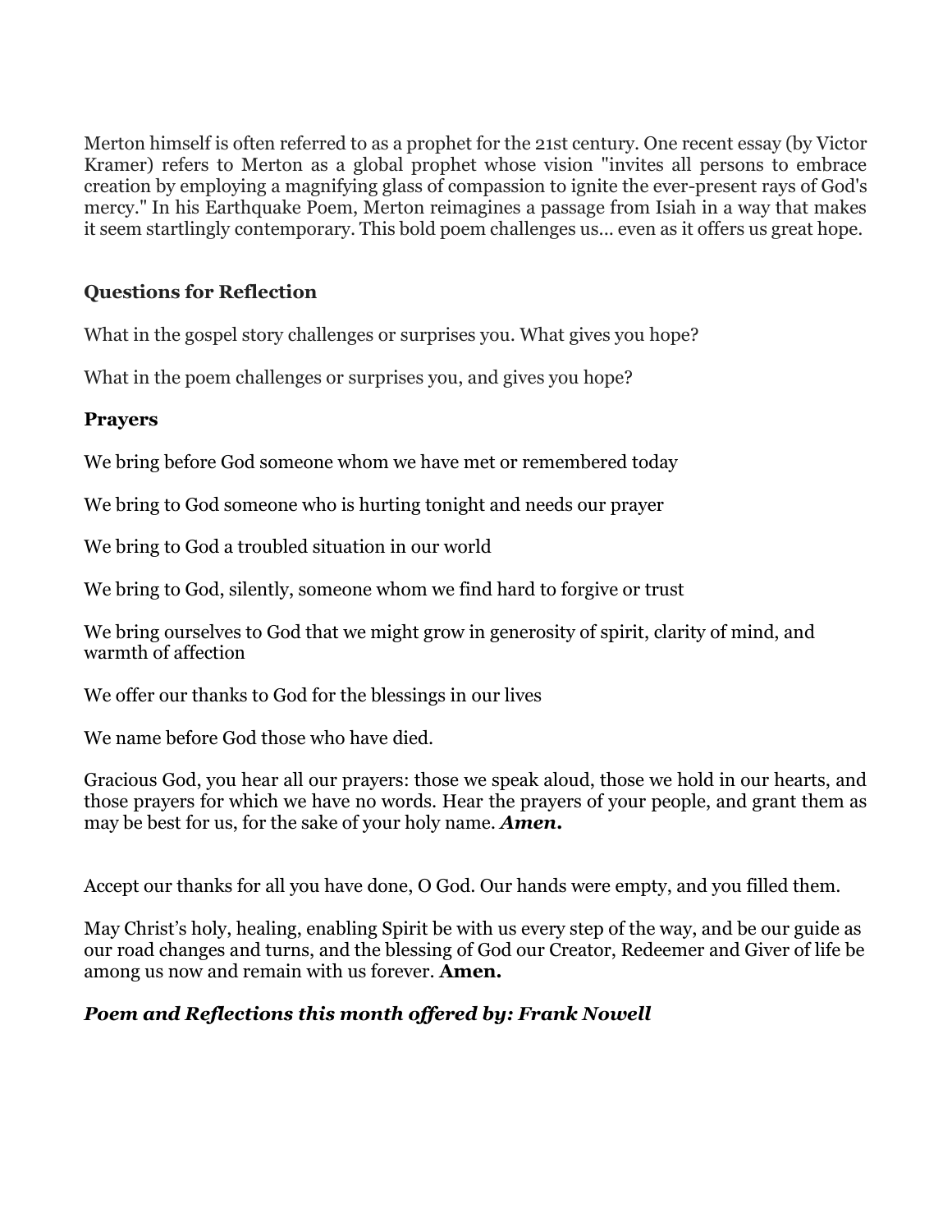Merton himself is often referred to as a prophet for the 21st century. One recent essay (by Victor Kramer) refers to Merton as a global prophet whose vision "invites all persons to embrace creation by employing a magnifying glass of compassion to ignite the ever-present rays of God's mercy." In his Earthquake Poem, Merton reimagines a passage from Isiah in a way that makes it seem startlingly contemporary. This bold poem challenges us... even as it offers us great hope.

### Questions for Reflection

What in the gospel story challenges or surprises you. What gives you hope?

What in the poem challenges or surprises you, and gives you hope?

### Prayers

We bring before God someone whom we have met or remembered today

We bring to God someone who is hurting tonight and needs our prayer

We bring to God a troubled situation in our world

We bring to God, silently, someone whom we find hard to forgive or trust

We bring ourselves to God that we might grow in generosity of spirit, clarity of mind, and warmth of affection

We offer our thanks to God for the blessings in our lives

We name before God those who have died.

Gracious God, you hear all our prayers: those we speak aloud, those we hold in our hearts, and those prayers for which we have no words. Hear the prayers of your people, and grant them as may be best for us, for the sake of your holy name. ***Amen.***

Accept our thanks for all you have done, O God. Our hands were empty, and you filled them.

May Christ's holy, healing, enabling Spirit be with us every step of the way, and be our guide as our road changes and turns, and the blessing of God our Creator, Redeemer and Giver of life be among us now and remain with us forever. **Amen.**

***Poem and Reflections this month offered by: Frank Nowell***